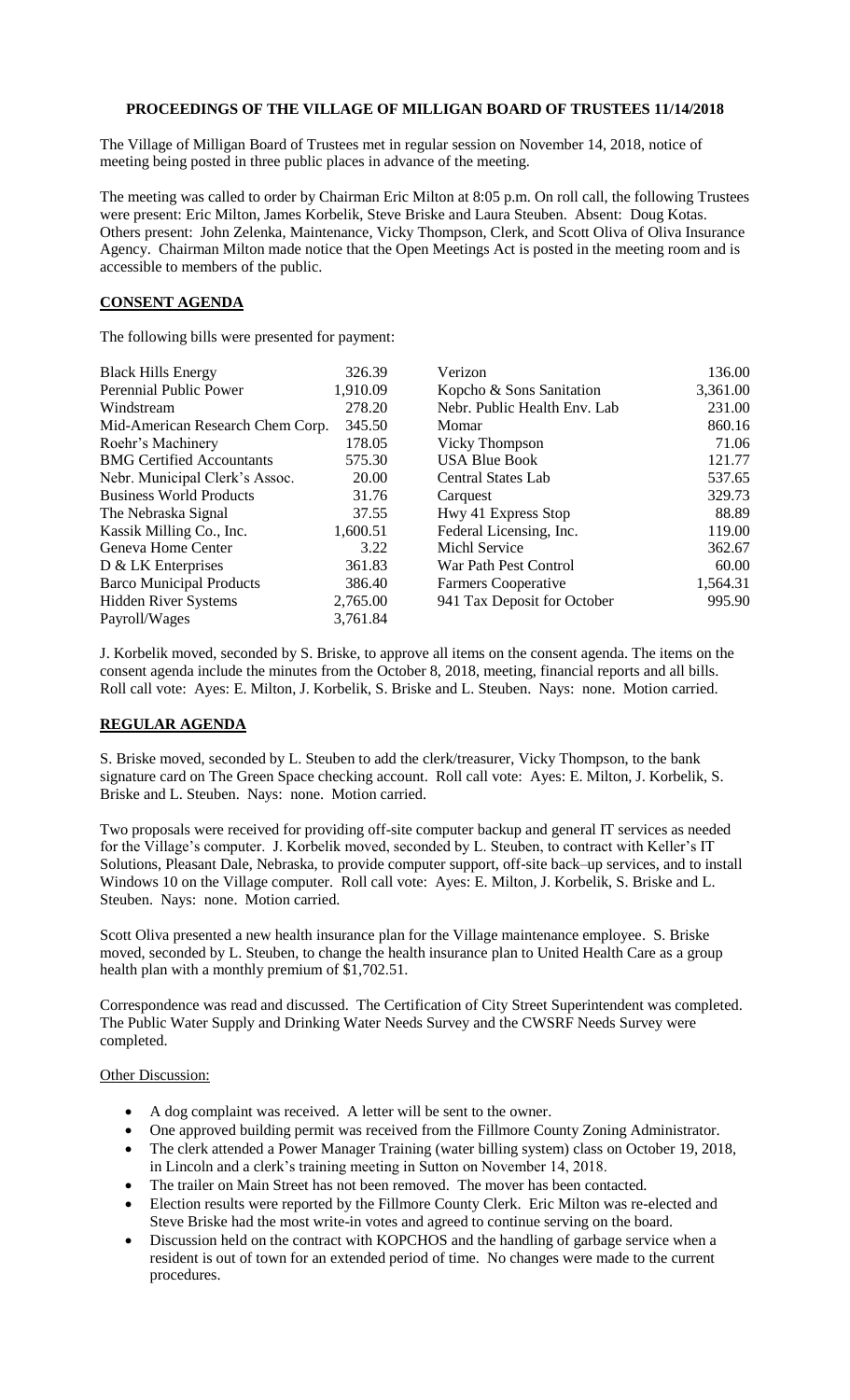**PROCEEDINGS OF THE VILLAGE OF MILLIGAN BOARD OF TRUSTEES 11/14/2018**

The Village of Milligan Board of Trustees met in regular session on November 14, 2018, notice of meeting being posted in three public places in advance of the meeting.

The meeting was called to order by Chairman Eric Milton at 8:05 p.m. On roll call, the following Trustees were present: Eric Milton, James Korbelik, Steve Briske and Laura Steuben. Absent: Doug Kotas. Others present: John Zelenka, Maintenance, Vicky Thompson, Clerk, and Scott Oliva of Oliva Insurance Agency. Chairman Milton made notice that the Open Meetings Act is posted in the meeting room and is accessible to members of the public.

## CONSENT AGENDA

The following bills were presented for payment:

| | | | |
|---|---|---|---|
| Black Hills Energy | 326.39 | Verizon | 136.00 |
| Perennial Public Power | 1,910.09 | Kopcho & Sons Sanitation | 3,361.00 |
| Windstream | 278.20 | Nebr. Public Health Env. Lab | 231.00 |
| Mid-American Research Chem Corp. | 345.50 | Momar | 860.16 |
| Roehr's Machinery | 178.05 | Vicky Thompson | 71.06 |
| BMG Certified Accountants | 575.30 | USA Blue Book | 121.77 |
| Nebr. Municipal Clerk's Assoc. | 20.00 | Central States Lab | 537.65 |
| Business World Products | 31.76 | Carquest | 329.73 |
| The Nebraska Signal | 37.55 | Hwy 41 Express Stop | 88.89 |
| Kassik Milling Co., Inc. | 1,600.51 | Federal Licensing, Inc. | 119.00 |
| Geneva Home Center | 3.22 | Michl Service | 362.67 |
| D & LK Enterprises | 361.83 | War Path Pest Control | 60.00 |
| Barco Municipal Products | 386.40 | Farmers Cooperative | 1,564.31 |
| Hidden River Systems | 2,765.00 | 941 Tax Deposit for October | 995.90 |
| Payroll/Wages | 3,761.84 | | |

J. Korbelik moved, seconded by S. Briske, to approve all items on the consent agenda. The items on the consent agenda include the minutes from the October 8, 2018, meeting, financial reports and all bills. Roll call vote: Ayes: E. Milton, J. Korbelik, S. Briske and L. Steuben. Nays: none. Motion carried.

## REGULAR AGENDA

S. Briske moved, seconded by L. Steuben to add the clerk/treasurer, Vicky Thompson, to the bank signature card on The Green Space checking account. Roll call vote: Ayes: E. Milton, J. Korbelik, S. Briske and L. Steuben. Nays: none. Motion carried.

Two proposals were received for providing off-site computer backup and general IT services as needed for the Village's computer. J. Korbelik moved, seconded by L. Steuben, to contract with Keller's IT Solutions, Pleasant Dale, Nebraska, to provide computer support, off-site back–up services, and to install Windows 10 on the Village computer. Roll call vote: Ayes: E. Milton, J. Korbelik, S. Briske and L. Steuben. Nays: none. Motion carried.

Scott Oliva presented a new health insurance plan for the Village maintenance employee. S. Briske moved, seconded by L. Steuben, to change the health insurance plan to United Health Care as a group health plan with a monthly premium of $1,702.51.

Correspondence was read and discussed. The Certification of City Street Superintendent was completed. The Public Water Supply and Drinking Water Needs Survey and the CWSRF Needs Survey were completed.

Other Discussion:

- A dog complaint was received. A letter will be sent to the owner.
- One approved building permit was received from the Fillmore County Zoning Administrator.
- The clerk attended a Power Manager Training (water billing system) class on October 19, 2018, in Lincoln and a clerk's training meeting in Sutton on November 14, 2018.
- The trailer on Main Street has not been removed. The mover has been contacted.
- Election results were reported by the Fillmore County Clerk. Eric Milton was re-elected and Steve Briske had the most write-in votes and agreed to continue serving on the board.
- Discussion held on the contract with KOPCHOS and the handling of garbage service when a resident is out of town for an extended period of time. No changes were made to the current procedures.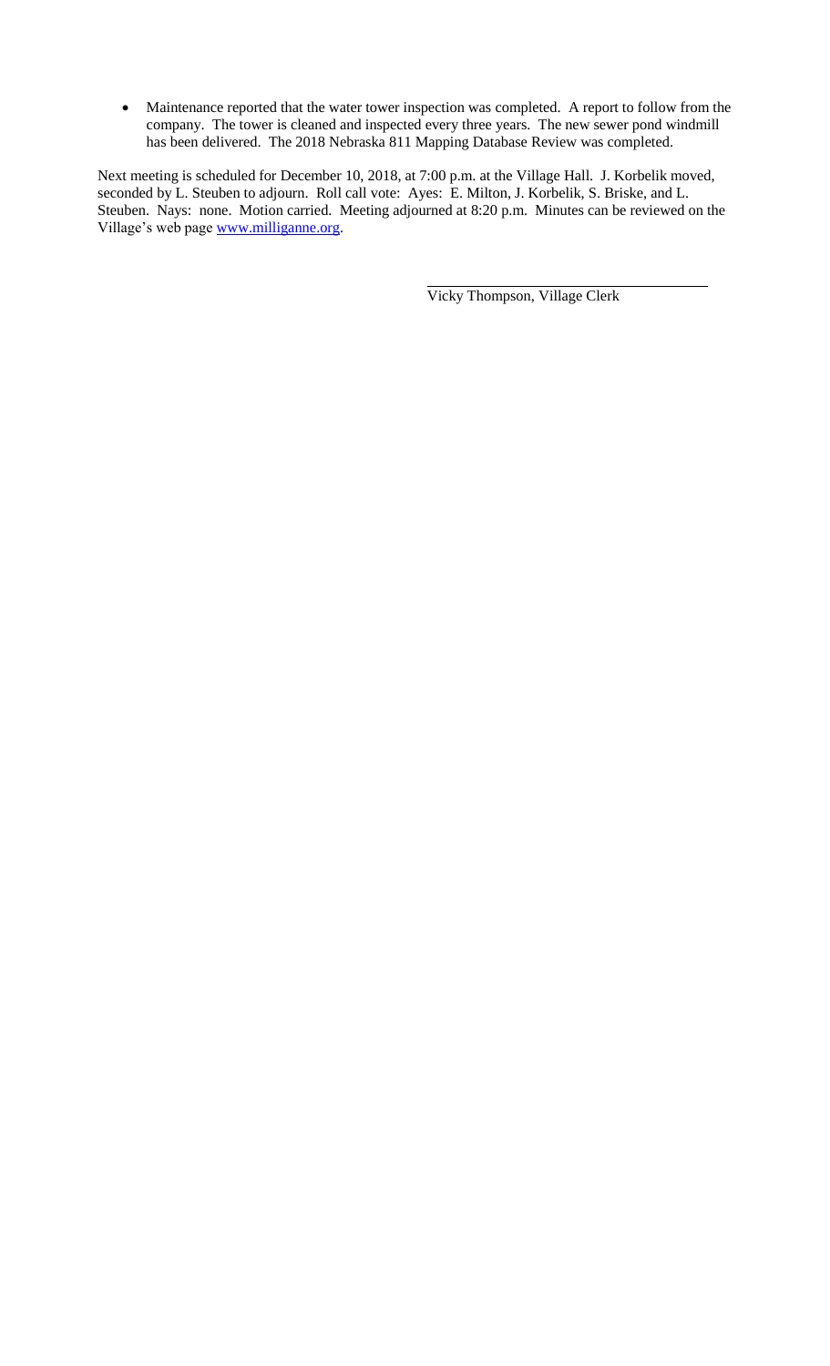- Maintenance reported that the water tower inspection was completed. A report to follow from the company. The tower is cleaned and inspected every three years. The new sewer pond windmill has been delivered. The 2018 Nebraska 811 Mapping Database Review was completed.

Next meeting is scheduled for December 10, 2018, at 7:00 p.m. at the Village Hall. J. Korbelik moved, seconded by L. Steuben to adjourn. Roll call vote: Ayes: E. Milton, J. Korbelik, S. Briske, and L. Steuben. Nays: none. Motion carried. Meeting adjourned at 8:20 p.m. Minutes can be reviewed on the Village's web page [www.milliganne.org](http://www.milliganne.org).

Vicky Thompson, Village Clerk